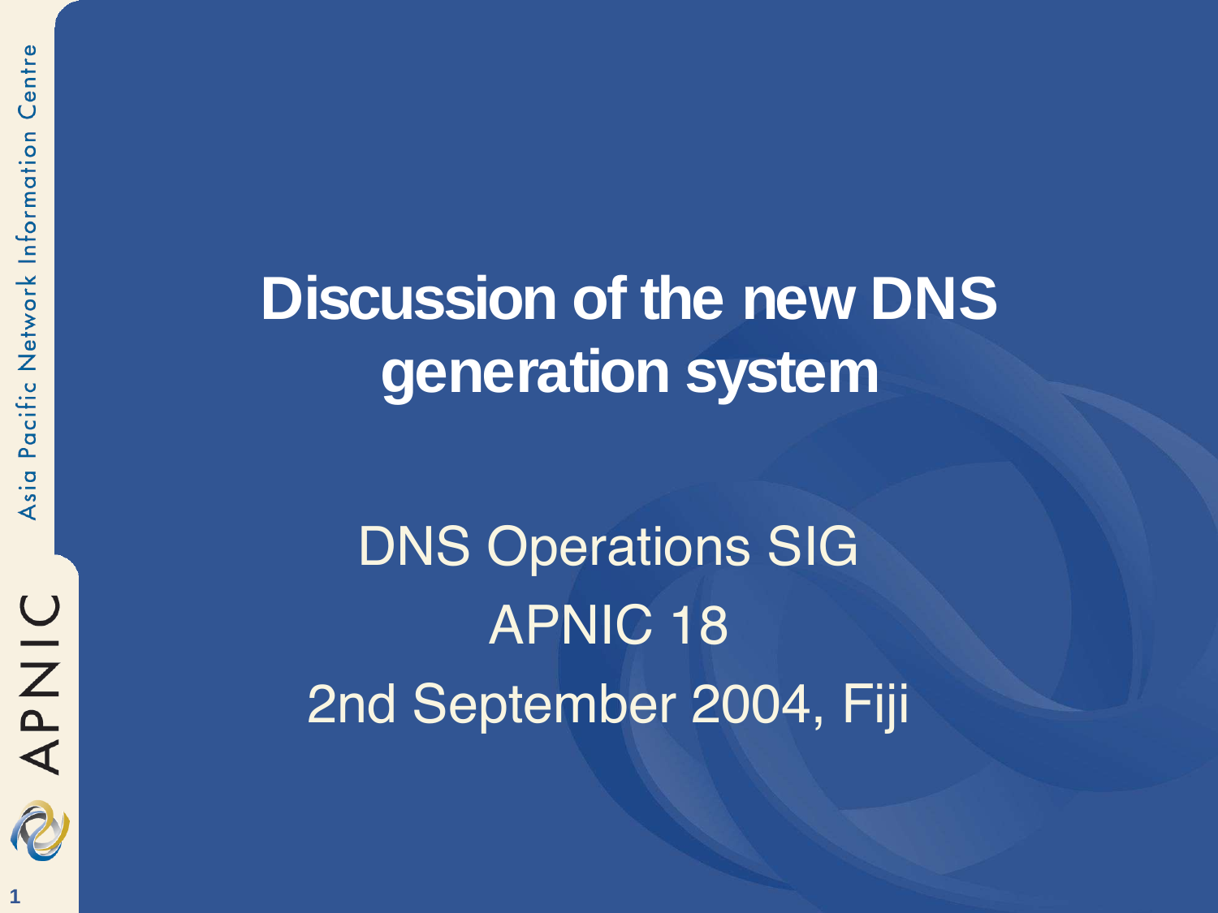# Discussion of the new DNS generation system

DNS Operations SIG

APNIC 18

2nd September 2004, Fiji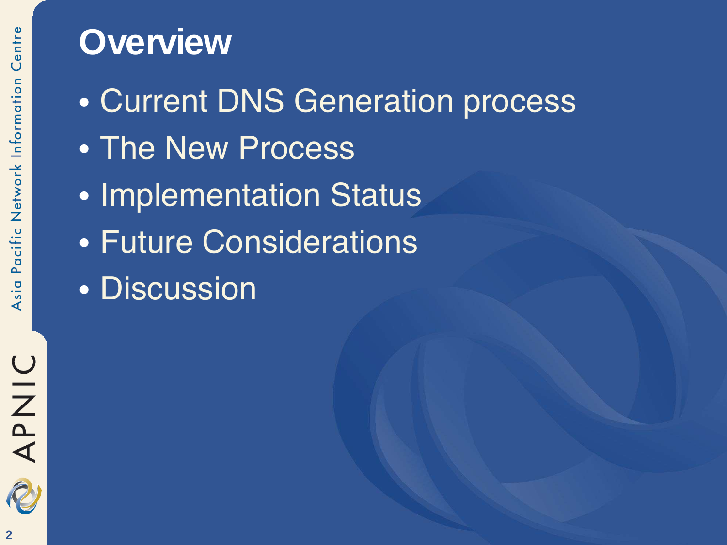# Overview

- Current DNS Generation process
- The New Process
- Implementation Status
- Future Considerations
- Discussion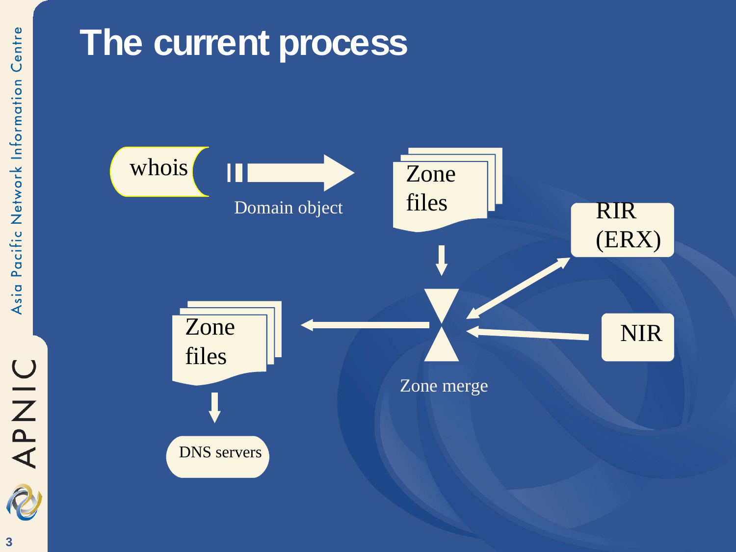# The current process

whois

Domain object

Zone files

RIR (ERX)

NIR

Zone merge

Zone files

DNS servers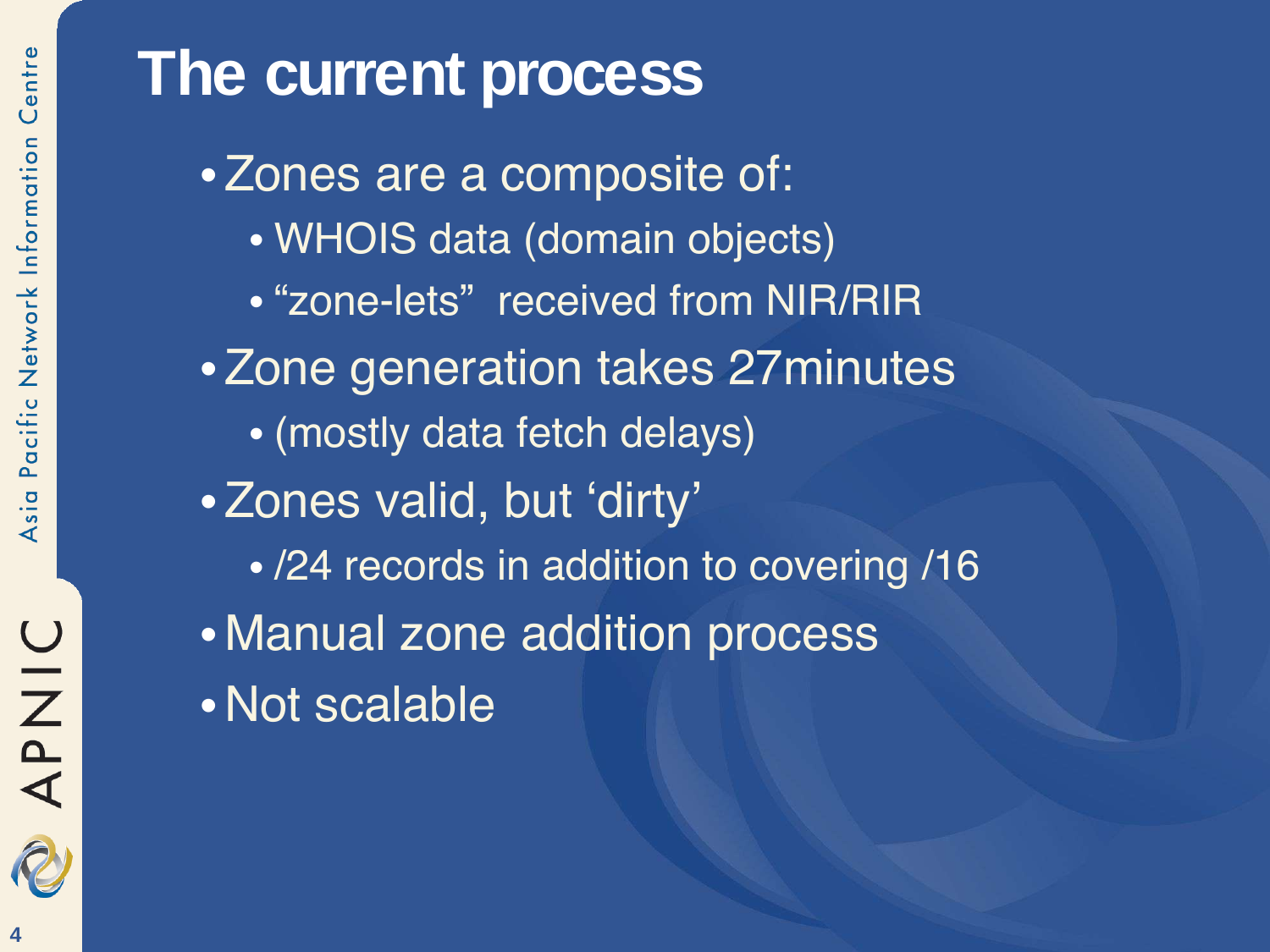# The current process

- Zones are a composite of:
  - WHOIS data (domain objects)
  - “zone-lets” received from NIR/RIR
- Zone generation takes 27minutes
  - (mostly data fetch delays)
- Zones valid, but ‘dirty’
  - /24 records in addition to covering /16
- Manual zone addition process
- Not scalable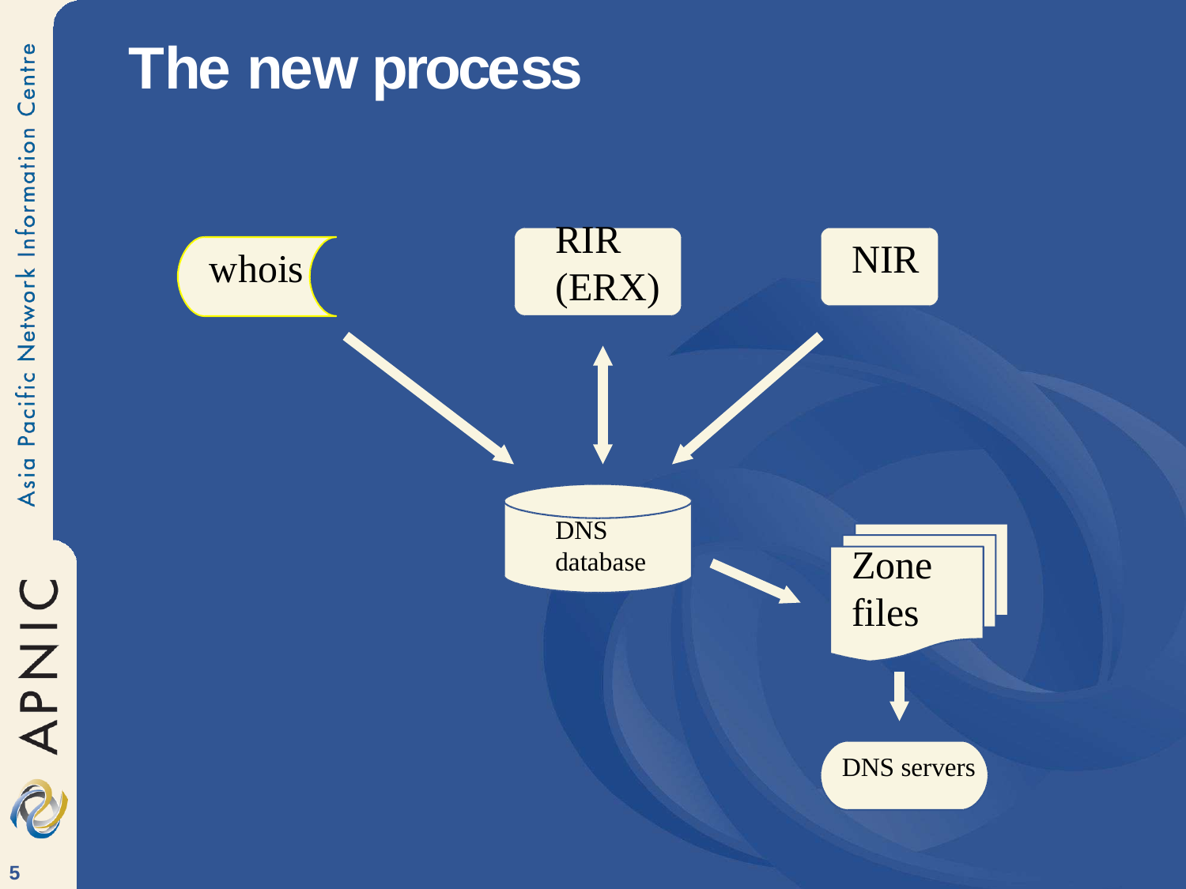# The new process

whois

RIR (ERX)

NIR

DNS database

Zone files

DNS servers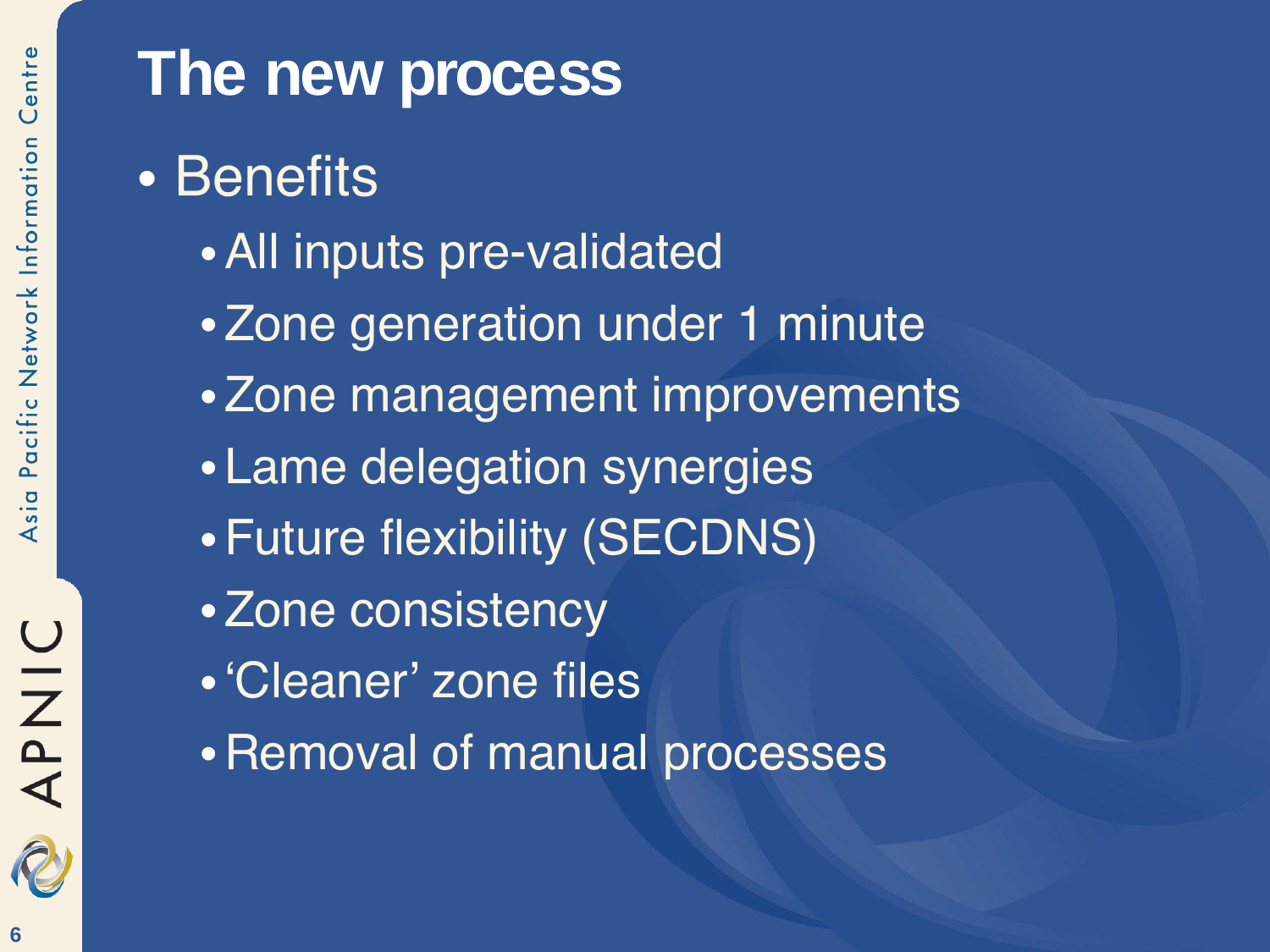# The new process

- Benefits
  - All inputs pre-validated
  - Zone generation under 1 minute
  - Zone management improvements
  - Lame delegation synergies
  - Future flexibility (SECDNS)
  - Zone consistency
  - ‘Cleaner’ zone files
  - Removal of manual processes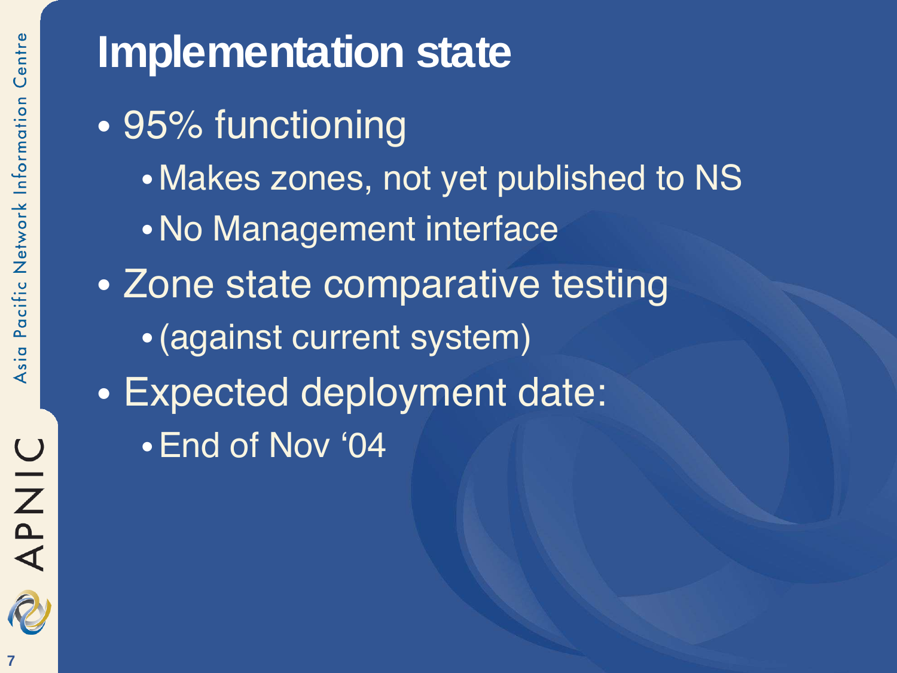# Implementation state

- 95% functioning
  - Makes zones, not yet published to NS
  - No Management interface
- Zone state comparative testing
  - (against current system)
- Expected deployment date:
  - End of Nov '04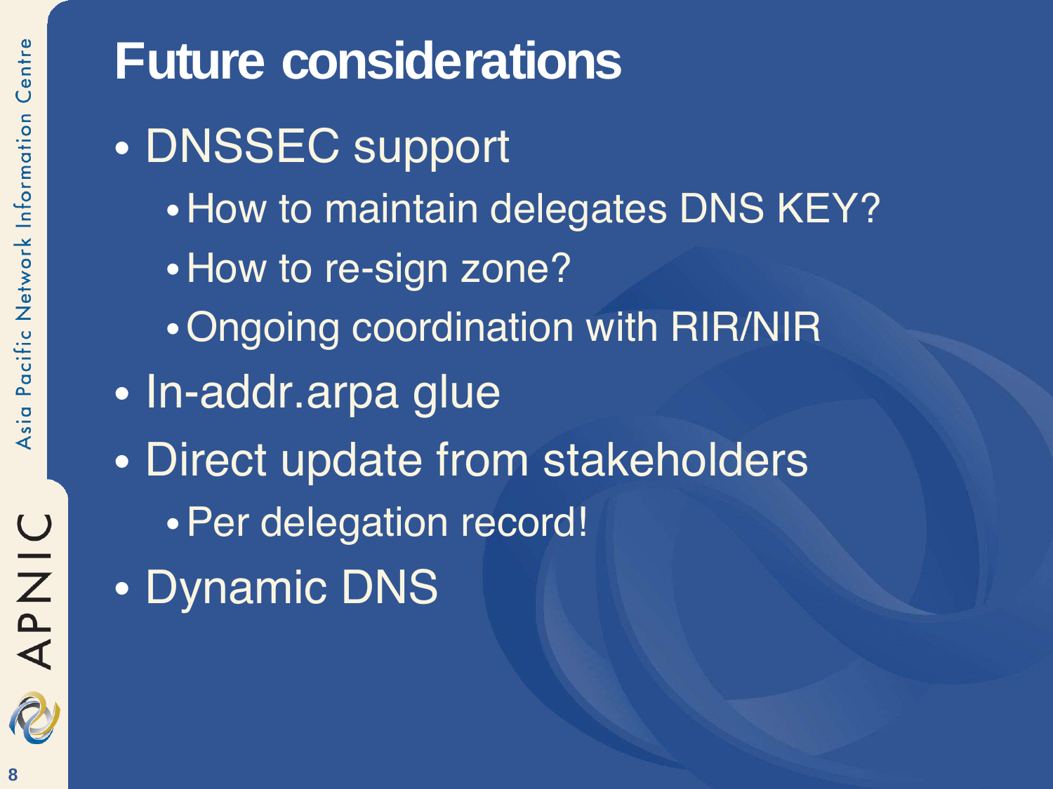# Future considerations

- DNSSEC support
  - How to maintain delegates DNS KEY?
  - How to re-sign zone?
  - Ongoing coordination with RIR/NIR
- In-addr.arpa glue
- Direct update from stakeholders
  - Per delegation record!
- Dynamic DNS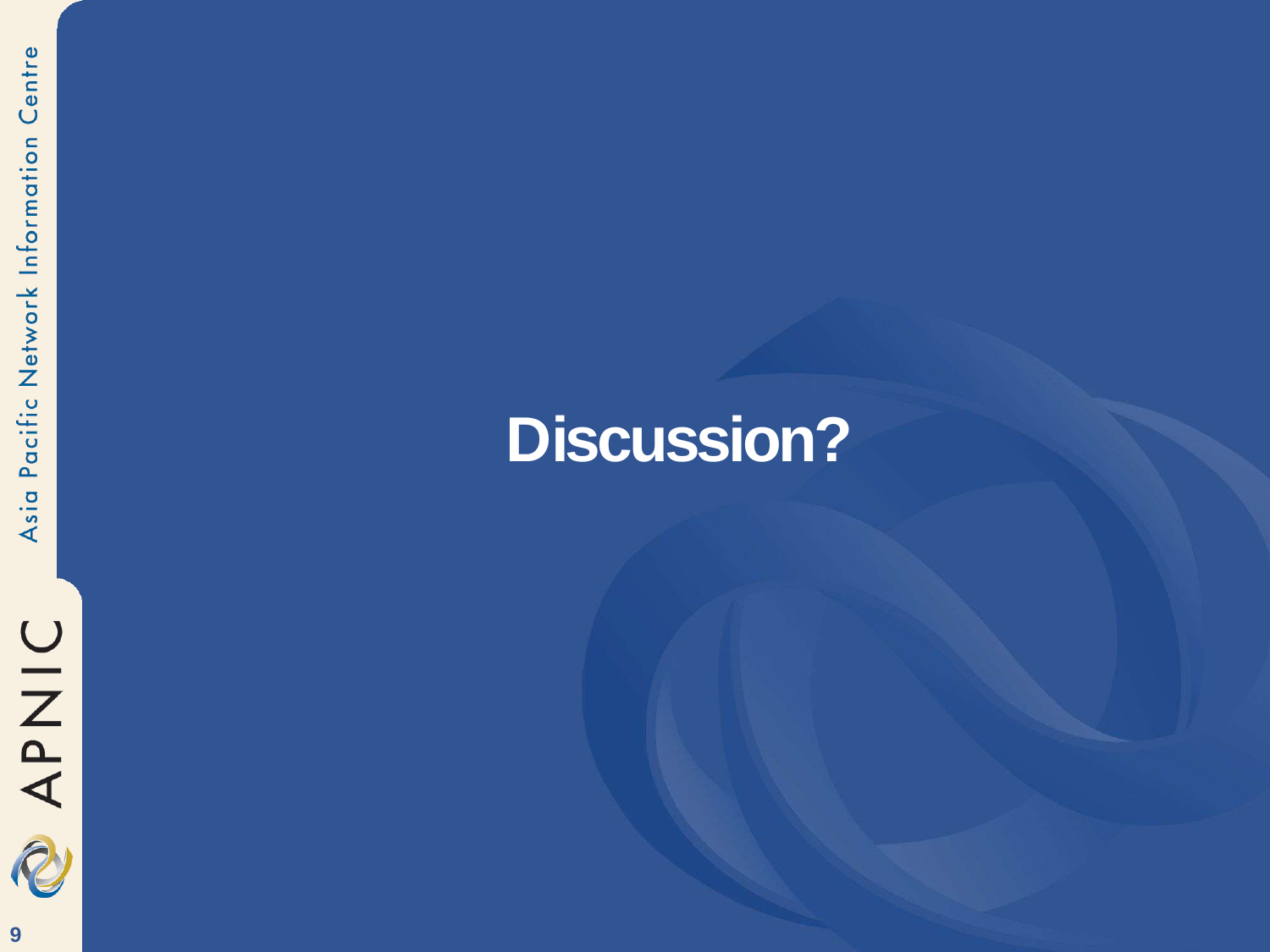# Discussion?